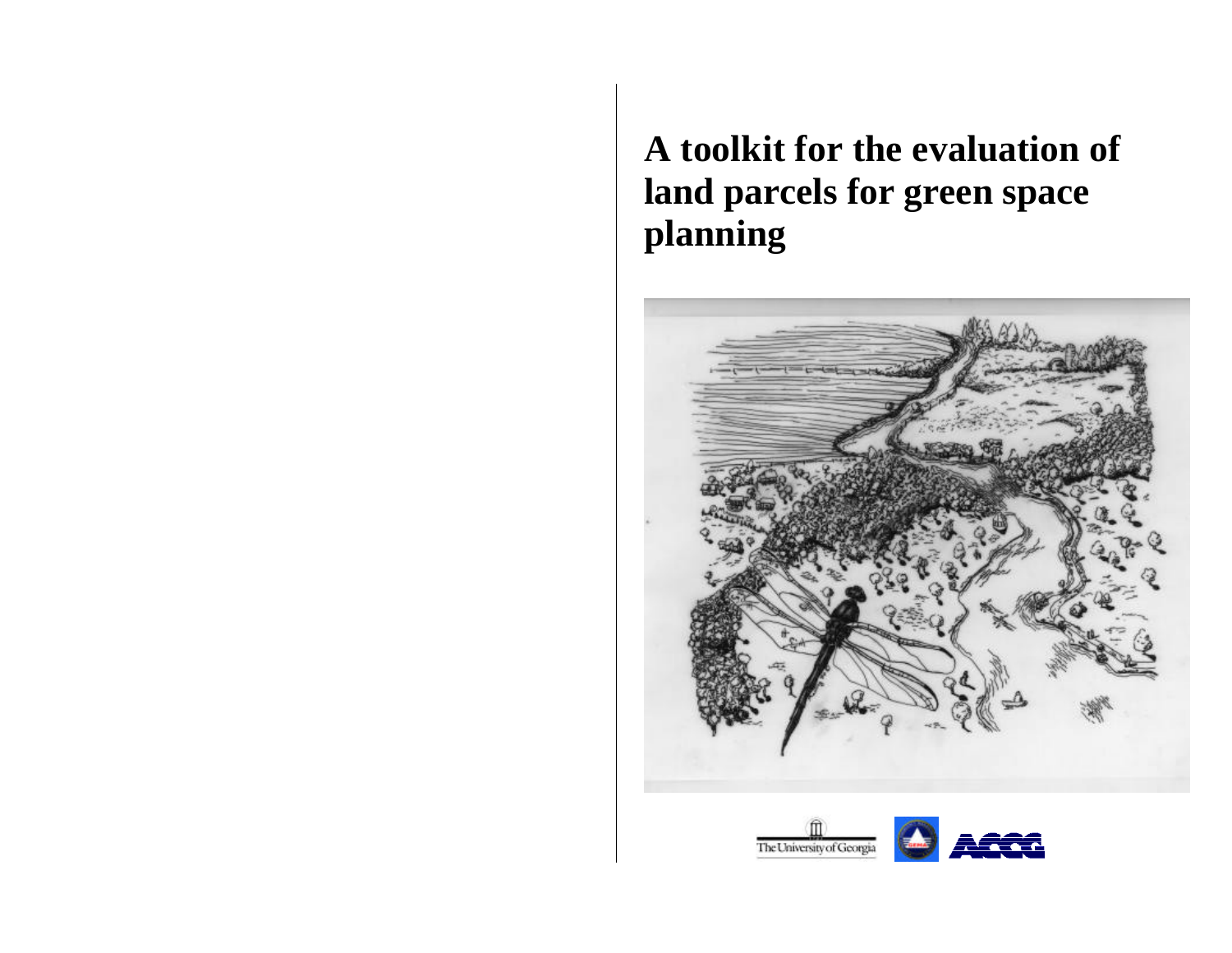# A toolkit for the evaluation of land parcels for green space planning

The University of Georgia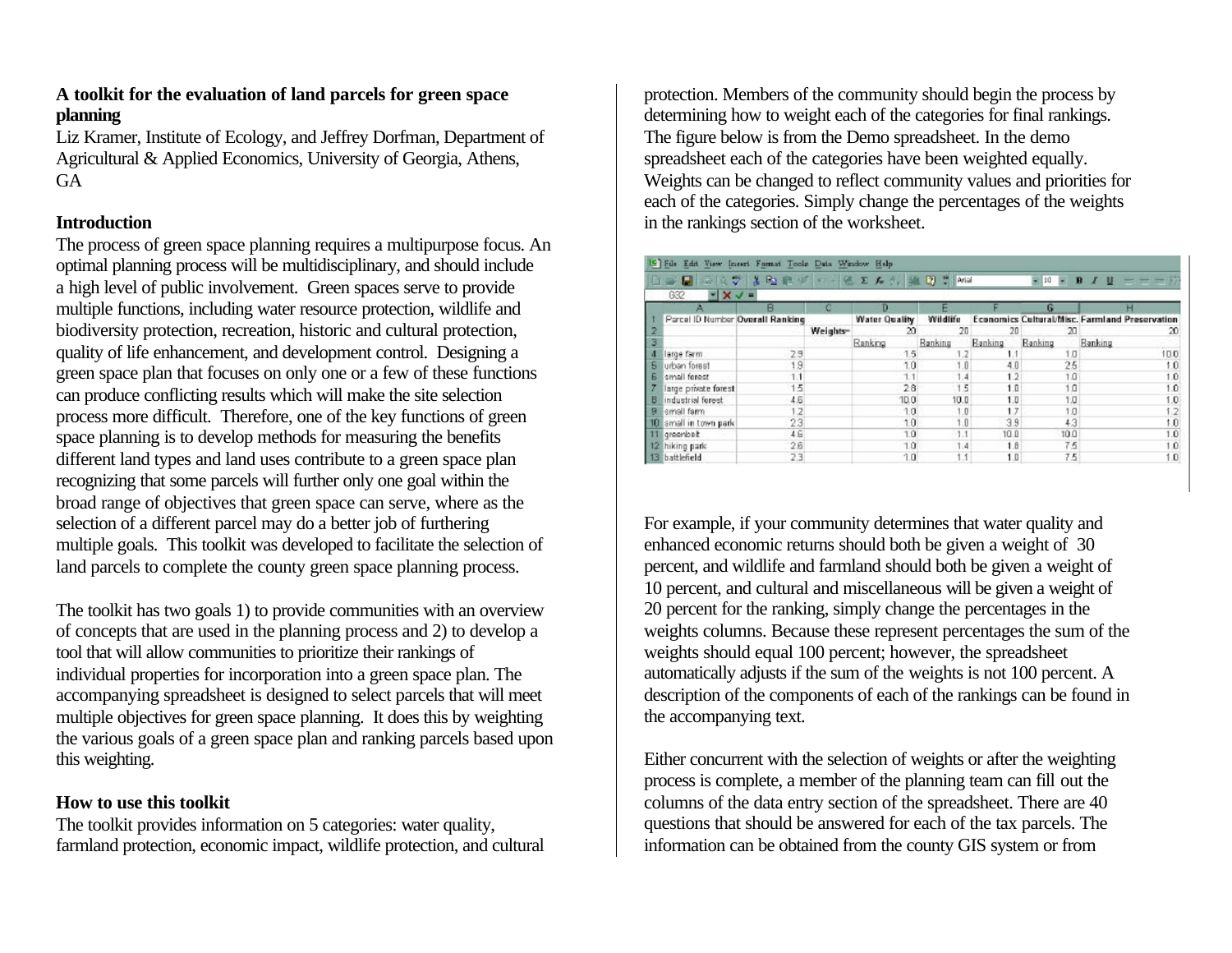**A toolkit for the evaluation of land parcels for green space planning**

Liz Kramer, Institute of Ecology, and Jeffrey Dorfman, Department of Agricultural & Applied Economics, University of Georgia, Athens, GA

## Introduction

The process of green space planning requires a multipurpose focus. An optimal planning process will be multidisciplinary, and should include a high level of public involvement. Green spaces serve to provide multiple functions, including water resource protection, wildlife and biodiversity protection, recreation, historic and cultural protection, quality of life enhancement, and development control. Designing a green space plan that focuses on only one or a few of these functions can produce conflicting results which will make the site selection process more difficult. Therefore, one of the key functions of green space planning is to develop methods for measuring the benefits different land types and land uses contribute to a green space plan recognizing that some parcels will further only one goal within the broad range of objectives that green space can serve, where as the selection of a different parcel may do a better job of furthering multiple goals. This toolkit was developed to facilitate the selection of land parcels to complete the county green space planning process.

The toolkit has two goals 1) to provide communities with an overview of concepts that are used in the planning process and 2) to develop a tool that will allow communities to prioritize their rankings of individual properties for incorporation into a green space plan. The accompanying spreadsheet is designed to select parcels that will meet multiple objectives for green space planning. It does this by weighting the various goals of a green space plan and ranking parcels based upon this weighting.

## How to use this toolkit

The toolkit provides information on 5 categories: water quality, farmland protection, economic impact, wildlife protection, and cultural protection. Members of the community should begin the process by determining how to weight each of the categories for final rankings. The figure below is from the Demo spreadsheet. In the demo spreadsheet each of the categories have been weighted equally. Weights can be changed to reflect community values and priorities for each of the categories. Simply change the percentages of the weights in the rankings section of the worksheet.

| | A | B | C | D | E | F | G | H |
|---|---|---|---|---|---|---|---|---|
| 1 | Parcel ID Number | Overall Ranking | | Water Quality | Wildlife | Economics | Cultural/Misc. | Farmland Preservation |
| 2 | | | Weights= | 20 | 20 | 20 | 20 | 20 |
| 3 | | | | Ranking | Ranking | Ranking | Ranking | Ranking |
| 4 | large farm | 2.9 | | 1.5 | 1.2 | 1.1 | 1.0 | 10.0 |
| 5 | urban forest | 1.9 | | 1.0 | 1.0 | 4.0 | 2.5 | 1.0 |
| 6 | small forest | 1.1 | | 1.1 | 1.4 | 1.2 | 1.0 | 1.0 |
| 7 | large private forest | 1.5 | | 2.8 | 1.5 | 1.0 | 1.0 | 1.0 |
| 8 | industrial forest | 4.6 | | 10.0 | 10.0 | 1.0 | 1.0 | 1.0 |
| 9 | small farm | 1.2 | | 1.0 | 1.0 | 1.7 | 1.0 | 1.2 |
| 10 | small in town park | 2.3 | | 1.0 | 1.0 | 3.9 | 4.3 | 1.0 |
| 11 | greenbelt | 4.6 | | 1.0 | 1.1 | 10.0 | 10.0 | 1.0 |
| 12 | hiking park | 2.6 | | 1.0 | 1.4 | 1.8 | 7.5 | 1.0 |
| 13 | battlefield | 2.3 | | 1.0 | 1.1 | 1.0 | 7.5 | 1.0 |

For example, if your community determines that water quality and enhanced economic returns should both be given a weight of 30 percent, and wildlife and farmland should both be given a weight of 10 percent, and cultural and miscellaneous will be given a weight of 20 percent for the ranking, simply change the percentages in the weights columns. Because these represent percentages the sum of the weights should equal 100 percent; however, the spreadsheet automatically adjusts if the sum of the weights is not 100 percent. A description of the components of each of the rankings can be found in the accompanying text.

Either concurrent with the selection of weights or after the weighting process is complete, a member of the planning team can fill out the columns of the data entry section of the spreadsheet. There are 40 questions that should be answered for each of the tax parcels. The information can be obtained from the county GIS system or from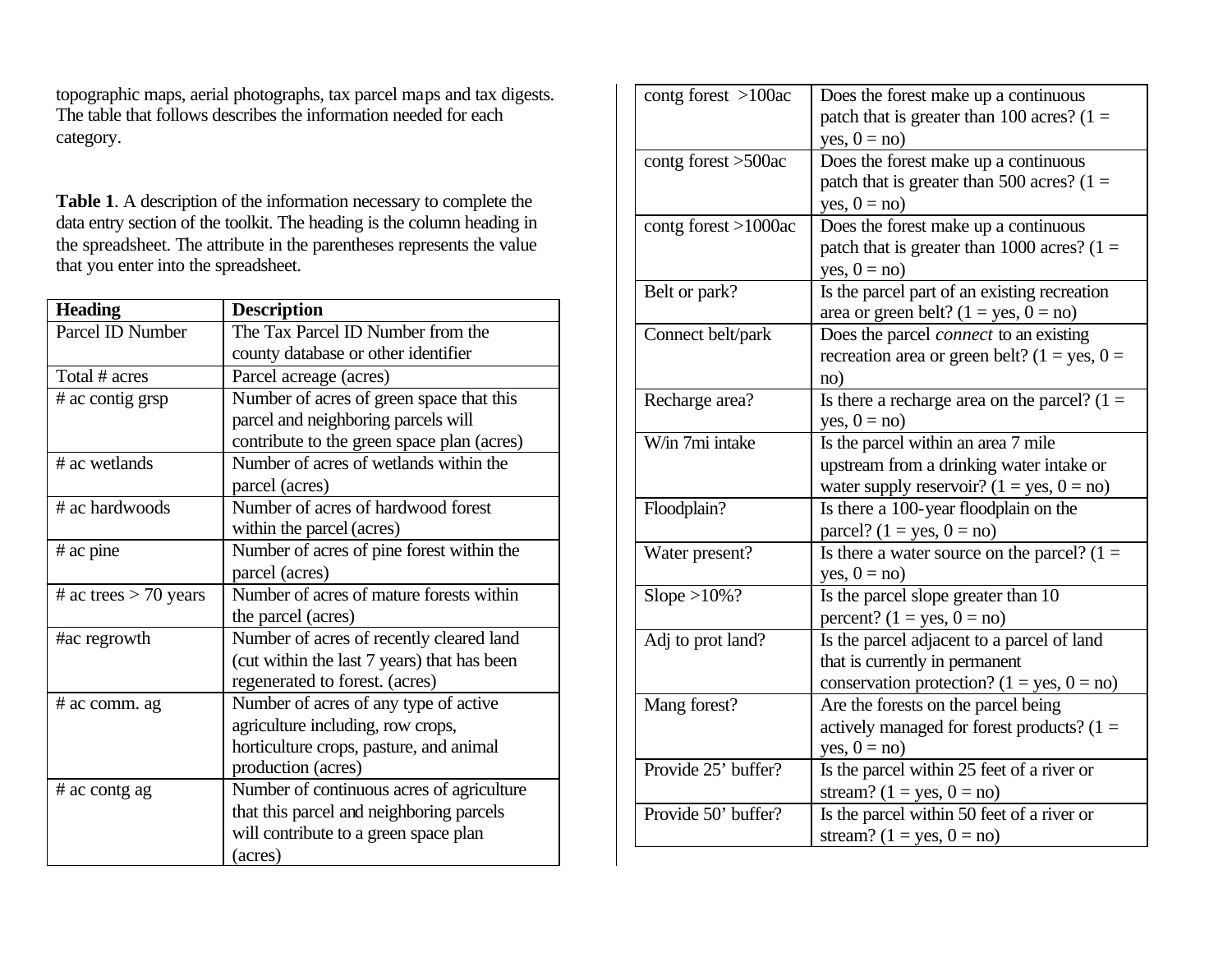topographic maps, aerial photographs, tax parcel maps and tax digests. The table that follows describes the information needed for each category.

**Table 1**. A description of the information necessary to complete the data entry section of the toolkit. The heading is the column heading in the spreadsheet. The attribute in the parentheses represents the value that you enter into the spreadsheet.

| Heading | Description |
|---|---|
| Parcel ID Number | The Tax Parcel ID Number from the county database or other identifier |
| Total # acres | Parcel acreage (acres) |
| # ac contig grsp | Number of acres of green space that this parcel and neighboring parcels will contribute to the green space plan (acres) |
| # ac wetlands | Number of acres of wetlands within the parcel (acres) |
| # ac hardwoods | Number of acres of hardwood forest within the parcel (acres) |
| # ac pine | Number of acres of pine forest within the parcel (acres) |
| # ac trees > 70 years | Number of acres of mature forests within the parcel (acres) |
| #ac regrowth | Number of acres of recently cleared land (cut within the last 7 years) that has been regenerated to forest. (acres) |
| # ac comm. ag | Number of acres of any type of active agriculture including, row crops, horticulture crops, pasture, and animal production (acres) |
| # ac contg ag | Number of continuous acres of agriculture that this parcel and neighboring parcels will contribute to a green space plan (acres) |
| contg forest >100ac | Does the forest make up a continuous patch that is greater than 100 acres? (1 = yes, 0 = no) |
| contg forest >500ac | Does the forest make up a continuous patch that is greater than 500 acres? (1 = yes, 0 = no) |
| contg forest >1000ac | Does the forest make up a continuous patch that is greater than 1000 acres? (1 = yes, 0 = no) |
| Belt or park? | Is the parcel part of an existing recreation area or green belt? (1 = yes, 0 = no) |
| Connect belt/park | Does the parcel *connect* to an existing recreation area or green belt? (1 = yes, 0 = no) |
| Recharge area? | Is there a recharge area on the parcel? (1 = yes, 0 = no) |
| W/in 7mi intake | Is the parcel within an area 7 mile upstream from a drinking water intake or water supply reservoir? (1 = yes, 0 = no) |
| Floodplain? | Is there a 100-year floodplain on the parcel? (1 = yes, 0 = no) |
| Water present? | Is there a water source on the parcel? (1 = yes, 0 = no) |
| Slope >10%? | Is the parcel slope greater than 10 percent? (1 = yes, 0 = no) |
| Adj to prot land? | Is the parcel adjacent to a parcel of land that is currently in permanent conservation protection? (1 = yes, 0 = no) |
| Mang forest? | Are the forests on the parcel being actively managed for forest products? (1 = yes, 0 = no) |
| Provide 25' buffer? | Is the parcel within 25 feet of a river or stream? (1 = yes, 0 = no) |
| Provide 50' buffer? | Is the parcel within 50 feet of a river or stream? (1 = yes, 0 = no) |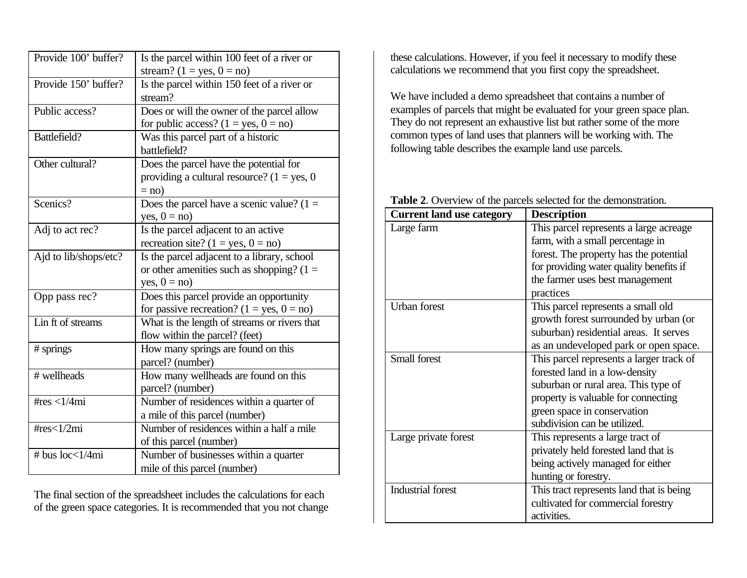| Provide 100' buffer? | Is the parcel within 100 feet of a river or stream? (1 = yes, 0 = no) |
|---|---|
| Provide 150' buffer? | Is the parcel within 150 feet of a river or stream? |
| Public access? | Does or will the owner of the parcel allow for public access? (1 = yes, 0 = no) |
| Battlefield? | Was this parcel part of a historic battlefield? |
| Other cultural? | Does the parcel have the potential for providing a cultural resource? (1 = yes, 0 = no) |
| Scenics? | Does the parcel have a scenic value? (1 = yes, 0 = no) |
| Adj to act rec? | Is the parcel adjacent to an active recreation site? (1 = yes, 0 = no) |
| Ajd to lib/shops/etc? | Is the parcel adjacent to a library, school or other amenities such as shopping? (1 = yes, 0 = no) |
| Opp pass rec? | Does this parcel provide an opportunity for passive recreation? (1 = yes, 0 = no) |
| Lin ft of streams | What is the length of streams or rivers that flow within the parcel? (feet) |
| # springs | How many springs are found on this parcel? (number) |
| # wellheads | How many wellheads are found on this parcel? (number) |
| #res <1/4mi | Number of residences within a quarter of a mile of this parcel (number) |
| #res<1/2mi | Number of residences within a half a mile of this parcel (number) |
| # bus loc<1/4mi | Number of businesses within a quarter mile of this parcel (number) |

The final section of the spreadsheet includes the calculations for each of the green space categories. It is recommended that you not change these calculations. However, if you feel it necessary to modify these calculations we recommend that you first copy the spreadsheet.

We have included a demo spreadsheet that contains a number of examples of parcels that might be evaluated for your green space plan. They do not represent an exhaustive list but rather some of the more common types of land uses that planners will be working with. The following table describes the example land use parcels.

**Table 2**. Overview of the parcels selected for the demonstration.

| **Current land use category** | **Description** |
|---|---|
| Large farm | This parcel represents a large acreage farm, with a small percentage in forest. The property has the potential for providing water quality benefits if the farmer uses best management practices |
| Urban forest | This parcel represents a small old growth forest surrounded by urban (or suburban) residential areas. It serves as an undeveloped park or open space. |
| Small forest | This parcel represents a larger track of forested land in a low-density suburban or rural area. This type of property is valuable for connecting green space in conservation subdivision can be utilized. |
| Large private forest | This represents a large tract of privately held forested land that is being actively managed for either hunting or forestry. |
| Industrial forest | This tract represents land that is being cultivated for commercial forestry activities. |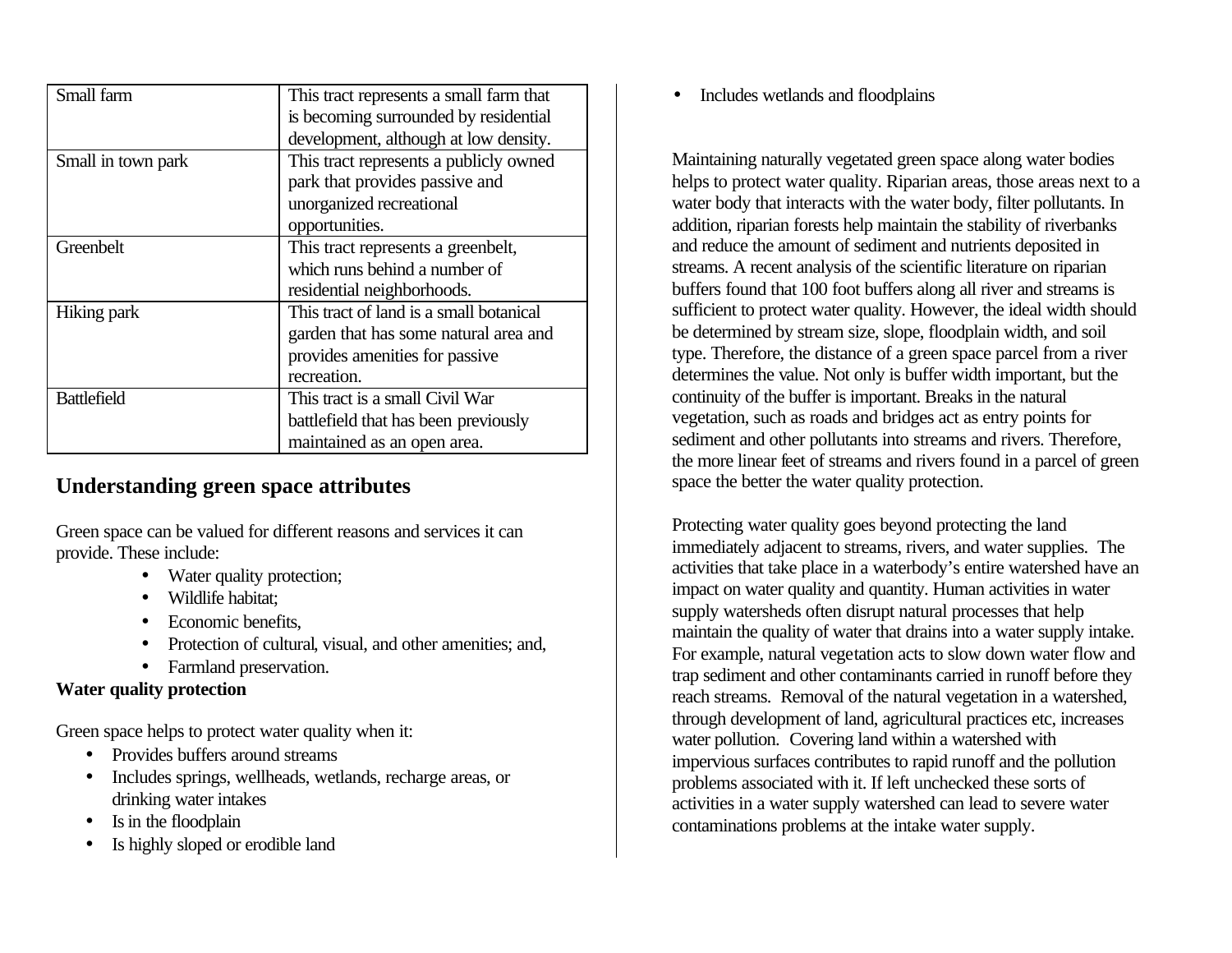| Small farm | This tract represents a small farm that is becoming surrounded by residential development, although at low density. |
|---|---|
| Small in town park | This tract represents a publicly owned park that provides passive and unorganized recreational opportunities. |
| Greenbelt | This tract represents a greenbelt, which runs behind a number of residential neighborhoods. |
| Hiking park | This tract of land is a small botanical garden that has some natural area and provides amenities for passive recreation. |
| Battlefield | This tract is a small Civil War battlefield that has been previously maintained as an open area. |

## Understanding green space attributes

Green space can be valued for different reasons and services it can provide. These include:

- Water quality protection;
- Wildlife habitat;
- Economic benefits,
- Protection of cultural, visual, and other amenities; and,
- Farmland preservation.

**Water quality protection**

Green space helps to protect water quality when it:

- Provides buffers around streams
- Includes springs, wellheads, wetlands, recharge areas, or drinking water intakes
- Is in the floodplain
- Is highly sloped or erodible land
- Includes wetlands and floodplains

Maintaining naturally vegetated green space along water bodies helps to protect water quality. Riparian areas, those areas next to a water body that interacts with the water body, filter pollutants. In addition, riparian forests help maintain the stability of riverbanks and reduce the amount of sediment and nutrients deposited in streams. A recent analysis of the scientific literature on riparian buffers found that 100 foot buffers along all river and streams is sufficient to protect water quality. However, the ideal width should be determined by stream size, slope, floodplain width, and soil type. Therefore, the distance of a green space parcel from a river determines the value. Not only is buffer width important, but the continuity of the buffer is important. Breaks in the natural vegetation, such as roads and bridges act as entry points for sediment and other pollutants into streams and rivers. Therefore, the more linear feet of streams and rivers found in a parcel of green space the better the water quality protection.

Protecting water quality goes beyond protecting the land immediately adjacent to streams, rivers, and water supplies. The activities that take place in a waterbody's entire watershed have an impact on water quality and quantity. Human activities in water supply watersheds often disrupt natural processes that help maintain the quality of water that drains into a water supply intake. For example, natural vegetation acts to slow down water flow and trap sediment and other contaminants carried in runoff before they reach streams. Removal of the natural vegetation in a watershed, through development of land, agricultural practices etc, increases water pollution. Covering land within a watershed with impervious surfaces contributes to rapid runoff and the pollution problems associated with it. If left unchecked these sorts of activities in a water supply watershed can lead to severe water contaminations problems at the intake water supply.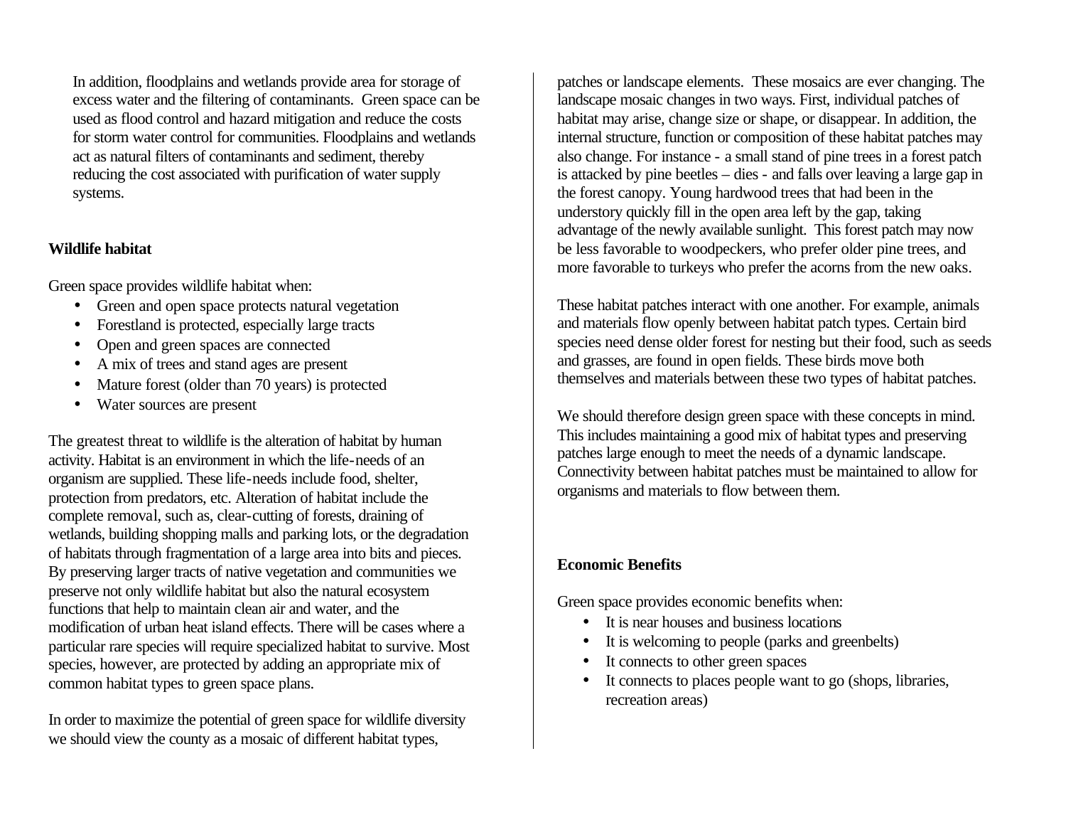In addition, floodplains and wetlands provide area for storage of excess water and the filtering of contaminants. Green space can be used as flood control and hazard mitigation and reduce the costs for storm water control for communities. Floodplains and wetlands act as natural filters of contaminants and sediment, thereby reducing the cost associated with purification of water supply systems.

**Wildlife habitat**

Green space provides wildlife habitat when:

- Green and open space protects natural vegetation
- Forestland is protected, especially large tracts
- Open and green spaces are connected
- A mix of trees and stand ages are present
- Mature forest (older than 70 years) is protected
- Water sources are present

The greatest threat to wildlife is the alteration of habitat by human activity. Habitat is an environment in which the life-needs of an organism are supplied. These life-needs include food, shelter, protection from predators, etc. Alteration of habitat include the complete removal, such as, clear-cutting of forests, draining of wetlands, building shopping malls and parking lots, or the degradation of habitats through fragmentation of a large area into bits and pieces. By preserving larger tracts of native vegetation and communities we preserve not only wildlife habitat but also the natural ecosystem functions that help to maintain clean air and water, and the modification of urban heat island effects. There will be cases where a particular rare species will require specialized habitat to survive. Most species, however, are protected by adding an appropriate mix of common habitat types to green space plans.

In order to maximize the potential of green space for wildlife diversity we should view the county as a mosaic of different habitat types, patches or landscape elements. These mosaics are ever changing. The landscape mosaic changes in two ways. First, individual patches of habitat may arise, change size or shape, or disappear. In addition, the internal structure, function or composition of these habitat patches may also change. For instance - a small stand of pine trees in a forest patch is attacked by pine beetles – dies - and falls over leaving a large gap in the forest canopy. Young hardwood trees that had been in the understory quickly fill in the open area left by the gap, taking advantage of the newly available sunlight. This forest patch may now be less favorable to woodpeckers, who prefer older pine trees, and more favorable to turkeys who prefer the acorns from the new oaks.

These habitat patches interact with one another. For example, animals and materials flow openly between habitat patch types. Certain bird species need dense older forest for nesting but their food, such as seeds and grasses, are found in open fields. These birds move both themselves and materials between these two types of habitat patches.

We should therefore design green space with these concepts in mind. This includes maintaining a good mix of habitat types and preserving patches large enough to meet the needs of a dynamic landscape. Connectivity between habitat patches must be maintained to allow for organisms and materials to flow between them.

**Economic Benefits**

Green space provides economic benefits when:

- It is near houses and business locations
- It is welcoming to people (parks and greenbelts)
- It connects to other green spaces
- It connects to places people want to go (shops, libraries, recreation areas)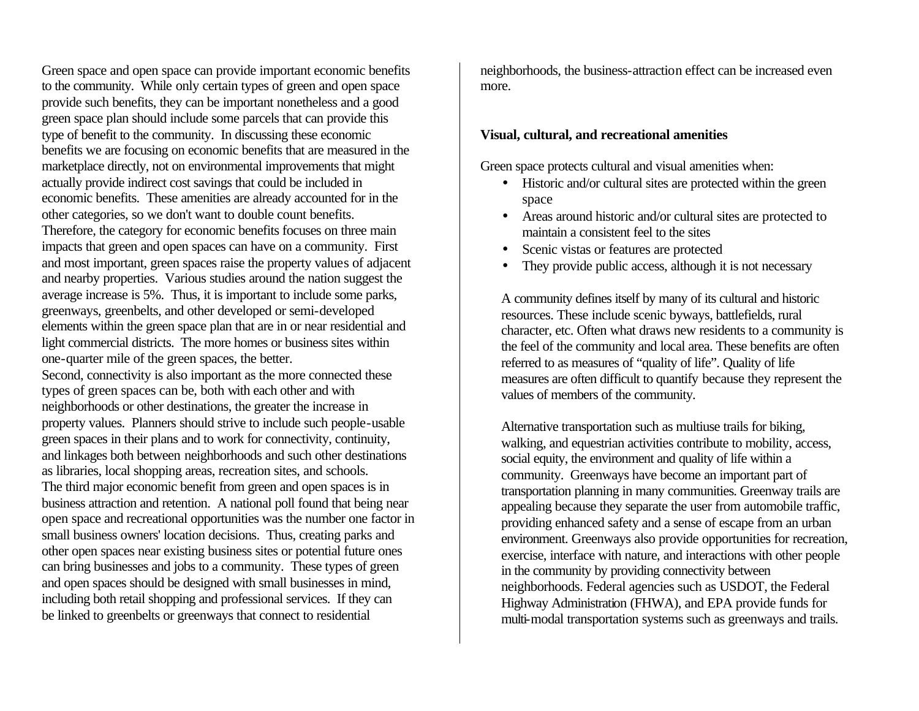Green space and open space can provide important economic benefits to the community. While only certain types of green and open space provide such benefits, they can be important nonetheless and a good green space plan should include some parcels that can provide this type of benefit to the community. In discussing these economic benefits we are focusing on economic benefits that are measured in the marketplace directly, not on environmental improvements that might actually provide indirect cost savings that could be included in economic benefits. These amenities are already accounted for in the other categories, so we don't want to double count benefits. Therefore, the category for economic benefits focuses on three main impacts that green and open spaces can have on a community. First and most important, green spaces raise the property values of adjacent and nearby properties. Various studies around the nation suggest the average increase is 5%. Thus, it is important to include some parks, greenways, greenbelts, and other developed or semi-developed elements within the green space plan that are in or near residential and light commercial districts. The more homes or business sites within one-quarter mile of the green spaces, the better.

Second, connectivity is also important as the more connected these types of green spaces can be, both with each other and with neighborhoods or other destinations, the greater the increase in property values. Planners should strive to include such people-usable green spaces in their plans and to work for connectivity, continuity, and linkages both between neighborhoods and such other destinations as libraries, local shopping areas, recreation sites, and schools.

The third major economic benefit from green and open spaces is in business attraction and retention. A national poll found that being near open space and recreational opportunities was the number one factor in small business owners' location decisions. Thus, creating parks and other open spaces near existing business sites or potential future ones can bring businesses and jobs to a community. These types of green and open spaces should be designed with small businesses in mind, including both retail shopping and professional services. If they can be linked to greenbelts or greenways that connect to residential neighborhoods, the business-attraction effect can be increased even more.

**Visual, cultural, and recreational amenities**

Green space protects cultural and visual amenities when:

- Historic and/or cultural sites are protected within the green space
- Areas around historic and/or cultural sites are protected to maintain a consistent feel to the sites
- Scenic vistas or features are protected
- They provide public access, although it is not necessary

A community defines itself by many of its cultural and historic resources. These include scenic byways, battlefields, rural character, etc. Often what draws new residents to a community is the feel of the community and local area. These benefits are often referred to as measures of "quality of life". Quality of life measures are often difficult to quantify because they represent the values of members of the community.

Alternative transportation such as multiuse trails for biking, walking, and equestrian activities contribute to mobility, access, social equity, the environment and quality of life within a community. Greenways have become an important part of transportation planning in many communities. Greenway trails are appealing because they separate the user from automobile traffic, providing enhanced safety and a sense of escape from an urban environment. Greenways also provide opportunities for recreation, exercise, interface with nature, and interactions with other people in the community by providing connectivity between neighborhoods. Federal agencies such as USDOT, the Federal Highway Administration (FHWA), and EPA provide funds for multi-modal transportation systems such as greenways and trails.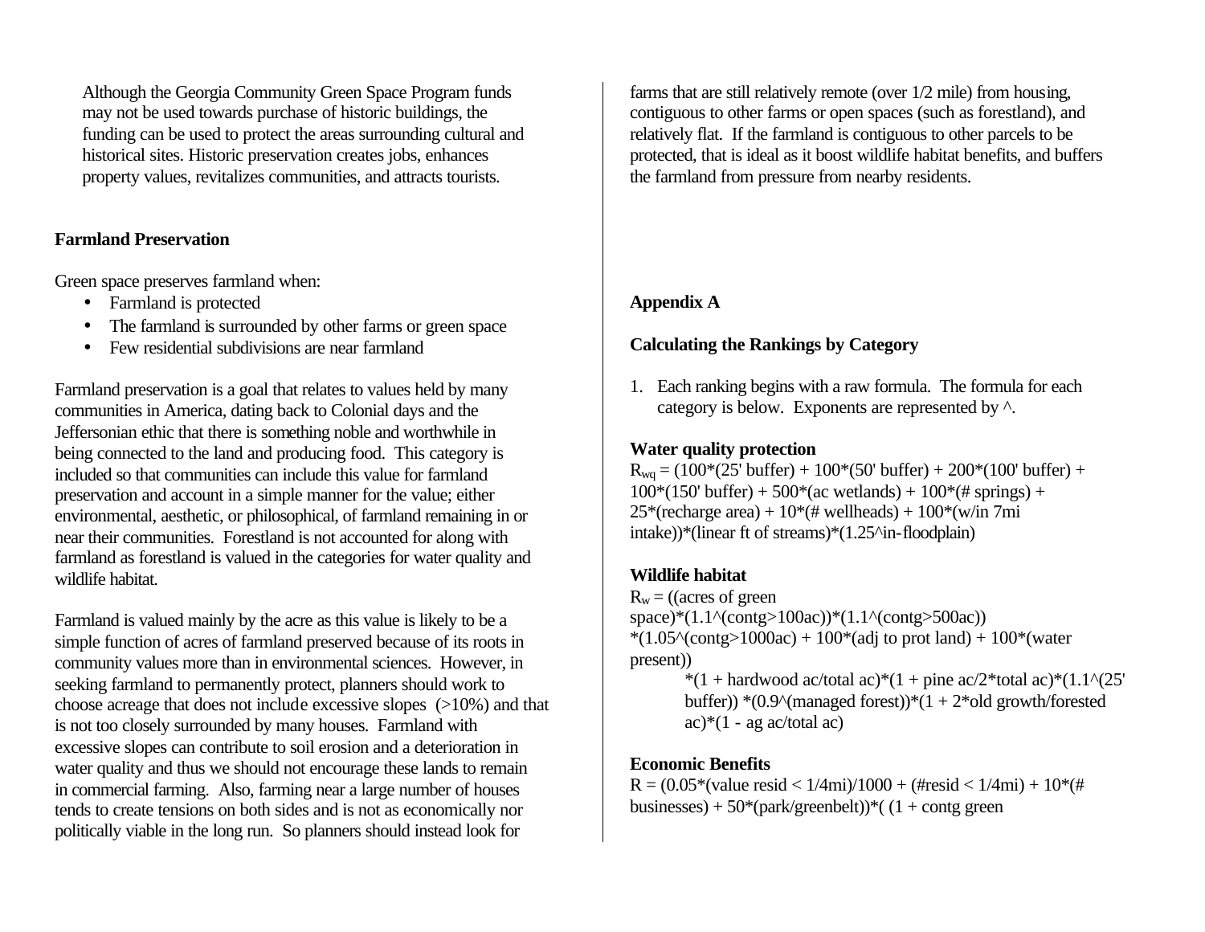Although the Georgia Community Green Space Program funds may not be used towards purchase of historic buildings, the funding can be used to protect the areas surrounding cultural and historical sites. Historic preservation creates jobs, enhances property values, revitalizes communities, and attracts tourists.

**Farmland Preservation**

Green space preserves farmland when:

- Farmland is protected
- The farmland is surrounded by other farms or green space
- Few residential subdivisions are near farmland

Farmland preservation is a goal that relates to values held by many communities in America, dating back to Colonial days and the Jeffersonian ethic that there is something noble and worthwhile in being connected to the land and producing food. This category is included so that communities can include this value for farmland preservation and account in a simple manner for the value; either environmental, aesthetic, or philosophical, of farmland remaining in or near their communities. Forestland is not accounted for along with farmland as forestland is valued in the categories for water quality and wildlife habitat.

Farmland is valued mainly by the acre as this value is likely to be a simple function of acres of farmland preserved because of its roots in community values more than in environmental sciences. However, in seeking farmland to permanently protect, planners should work to choose acreage that does not include excessive slopes (>10%) and that is not too closely surrounded by many houses. Farmland with excessive slopes can contribute to soil erosion and a deterioration in water quality and thus we should not encourage these lands to remain in commercial farming. Also, farming near a large number of houses tends to create tensions on both sides and is not as economically nor politically viable in the long run. So planners should instead look for farms that are still relatively remote (over 1/2 mile) from housing, contiguous to other farms or open spaces (such as forestland), and relatively flat. If the farmland is contiguous to other parcels to be protected, that is ideal as it boost wildlife habitat benefits, and buffers the farmland from pressure from nearby residents.

**Appendix A**

**Calculating the Rankings by Category**

1. Each ranking begins with a raw formula. The formula for each category is below. Exponents are represented by ^.

**Water quality protection**

$R_{wq}$ = (100*(25' buffer) + 100*(50' buffer) + 200*(100' buffer) + 100*(150' buffer) + 500*(ac wetlands) + 100*(# springs) + 25*(recharge area) + 10*(# wellheads) + 100*(w/in 7mi intake))*(linear ft of streams)*(1.25^in-floodplain)

**Wildlife habitat**

$R_w$ = ((acres of green space)*(1.1^(contg>100ac))*(1.1^(contg>500ac)) *(1.05^(contg>1000ac) + 100*(adj to prot land) + 100*(water present))
*(1 + hardwood ac/total ac)*(1 + pine ac/2*total ac)*(1.1^(25' buffer)) *(0.9^(managed forest))*(1 + 2*old growth/forested ac)*(1 - ag ac/total ac)

**Economic Benefits**

R = (0.05*(value resid < 1/4mi)/1000 + (#resid < 1/4mi) + 10*(# businesses) + 50*(park/greenbelt))*( (1 + contg green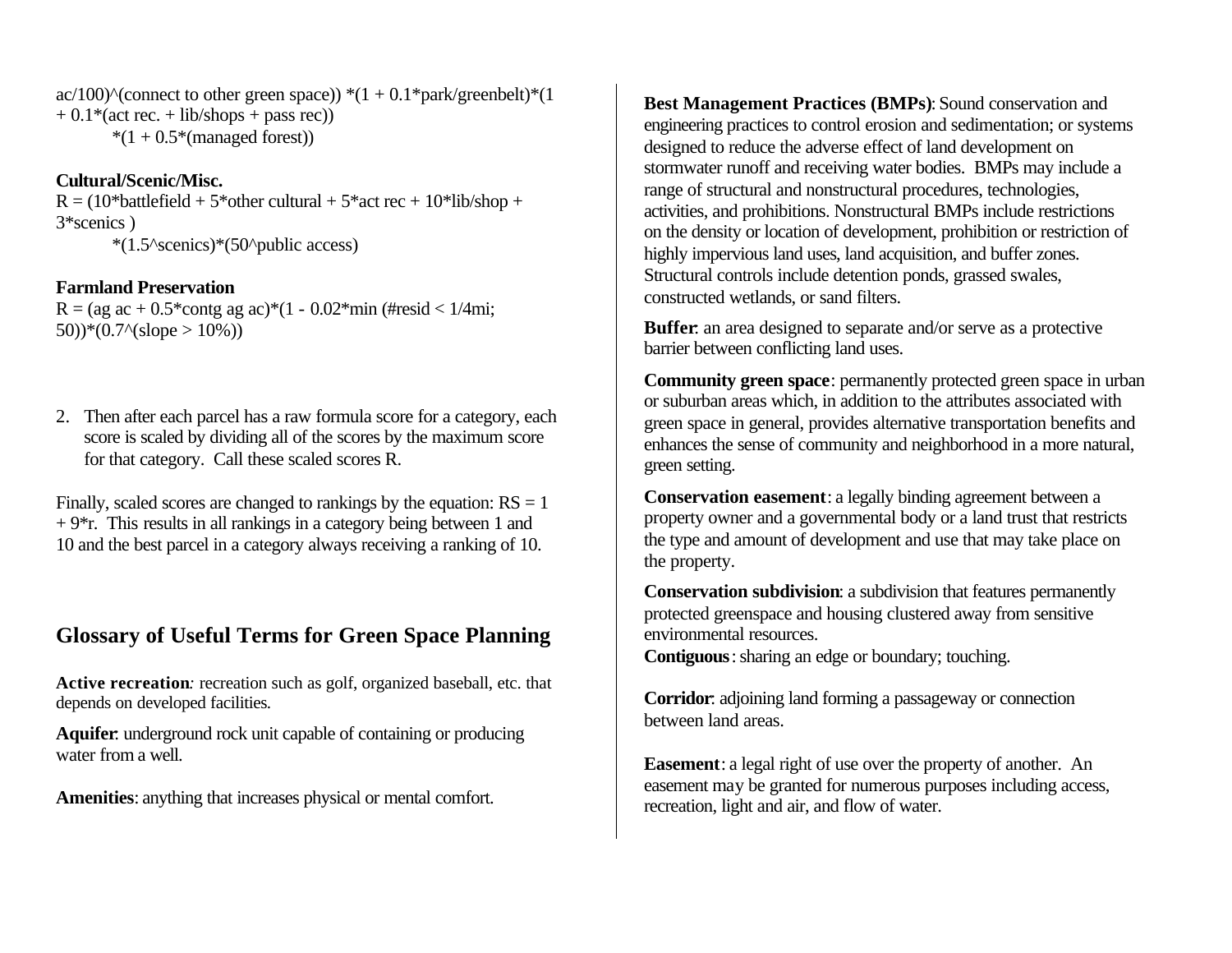ac/100)^(connect to other green space)) *(1 + 0.1*park/greenbelt)*(1 + 0.1*(act rec. + lib/shops + pass rec))
*(1 + 0.5*(managed forest))

**Cultural/Scenic/Misc.**
R = (10*battlefield + 5*other cultural + 5*act rec + 10*lib/shop + 3*scenics )
*(1.5^scenics)*(50^public access)

**Farmland Preservation**
R = (ag ac + 0.5*contg ag ac)*(1 - 0.02*min (#resid < 1/4mi; 50))*(0.7^(slope > 10%))

2. Then after each parcel has a raw formula score for a category, each score is scaled by dividing all of the scores by the maximum score for that category. Call these scaled scores R.

Finally, scaled scores are changed to rankings by the equation: RS = 1 + 9*r. This results in all rankings in a category being between 1 and 10 and the best parcel in a category always receiving a ranking of 10.

## Glossary of Useful Terms for Green Space Planning

**Active recreation**: recreation such as golf, organized baseball, etc. that depends on developed facilities.

**Aquifer**: underground rock unit capable of containing or producing water from a well.

**Amenities**: anything that increases physical or mental comfort.

**Best Management Practices (BMPs)**: Sound conservation and engineering practices to control erosion and sedimentation; or systems designed to reduce the adverse effect of land development on stormwater runoff and receiving water bodies. BMPs may include a range of structural and nonstructural procedures, technologies, activities, and prohibitions. Nonstructural BMPs include restrictions on the density or location of development, prohibition or restriction of highly impervious land uses, land acquisition, and buffer zones. Structural controls include detention ponds, grassed swales, constructed wetlands, or sand filters.

**Buffer**: an area designed to separate and/or serve as a protective barrier between conflicting land uses.

**Community green space**: permanently protected green space in urban or suburban areas which, in addition to the attributes associated with green space in general, provides alternative transportation benefits and enhances the sense of community and neighborhood in a more natural, green setting.

**Conservation easement**: a legally binding agreement between a property owner and a governmental body or a land trust that restricts the type and amount of development and use that may take place on the property.

**Conservation subdivision**: a subdivision that features permanently protected greenspace and housing clustered away from sensitive environmental resources.

**Contiguous**: sharing an edge or boundary; touching.

**Corridor**: adjoining land forming a passageway or connection between land areas.

**Easement**: a legal right of use over the property of another. An easement may be granted for numerous purposes including access, recreation, light and air, and flow of water.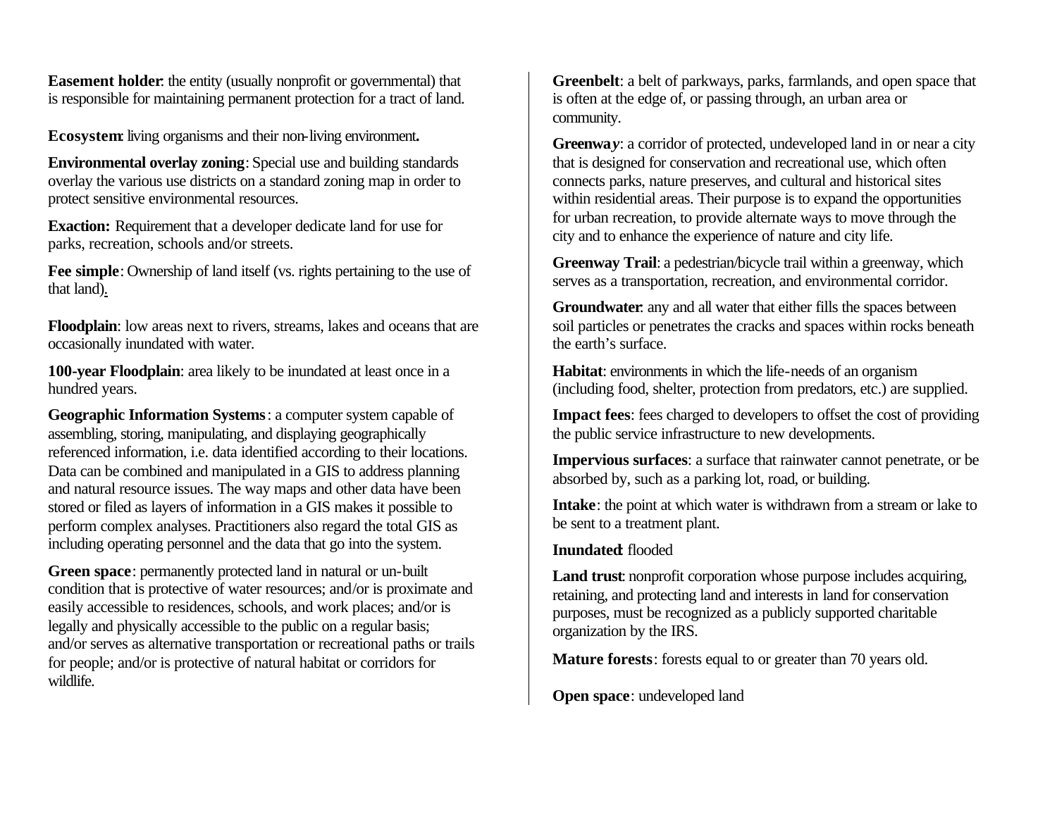**Easement holder**: the entity (usually nonprofit or governmental) that is responsible for maintaining permanent protection for a tract of land.

**Ecosystem**: living organisms and their non-living environment**.**

**Environmental overlay zoning**: Special use and building standards overlay the various use districts on a standard zoning map in order to protect sensitive environmental resources.

**Exaction:** Requirement that a developer dedicate land for use for parks, recreation, schools and/or streets.

**Fee simple**: Ownership of land itself (vs. rights pertaining to the use of that land).

**Floodplain**: low areas next to rivers, streams, lakes and oceans that are occasionally inundated with water.

**100-year Floodplain**: area likely to be inundated at least once in a hundred years.

**Geographic Information Systems**: a computer system capable of assembling, storing, manipulating, and displaying geographically referenced information, i.e. data identified according to their locations. Data can be combined and manipulated in a GIS to address planning and natural resource issues. The way maps and other data have been stored or filed as layers of information in a GIS makes it possible to perform complex analyses. Practitioners also regard the total GIS as including operating personnel and the data that go into the system.

**Green space**: permanently protected land in natural or un-built condition that is protective of water resources; and/or is proximate and easily accessible to residences, schools, and work places; and/or is legally and physically accessible to the public on a regular basis; and/or serves as alternative transportation or recreational paths or trails for people; and/or is protective of natural habitat or corridors for wildlife.

**Greenbelt**: a belt of parkways, parks, farmlands, and open space that is often at the edge of, or passing through, an urban area or community.

**Greenway**: a corridor of protected, undeveloped land in or near a city that is designed for conservation and recreational use, which often connects parks, nature preserves, and cultural and historical sites within residential areas. Their purpose is to expand the opportunities for urban recreation, to provide alternate ways to move through the city and to enhance the experience of nature and city life.

**Greenway Trail**: a pedestrian/bicycle trail within a greenway, which serves as a transportation, recreation, and environmental corridor.

**Groundwater**: any and all water that either fills the spaces between soil particles or penetrates the cracks and spaces within rocks beneath the earth's surface.

**Habitat**: environments in which the life-needs of an organism (including food, shelter, protection from predators, etc.) are supplied.

**Impact fees**: fees charged to developers to offset the cost of providing the public service infrastructure to new developments.

**Impervious surfaces**: a surface that rainwater cannot penetrate, or be absorbed by, such as a parking lot, road, or building.

**Intake**: the point at which water is withdrawn from a stream or lake to be sent to a treatment plant.

**Inundated**: flooded

**Land trust**: nonprofit corporation whose purpose includes acquiring, retaining, and protecting land and interests in land for conservation purposes, must be recognized as a publicly supported charitable organization by the IRS.

**Mature forests**: forests equal to or greater than 70 years old.

**Open space**: undeveloped land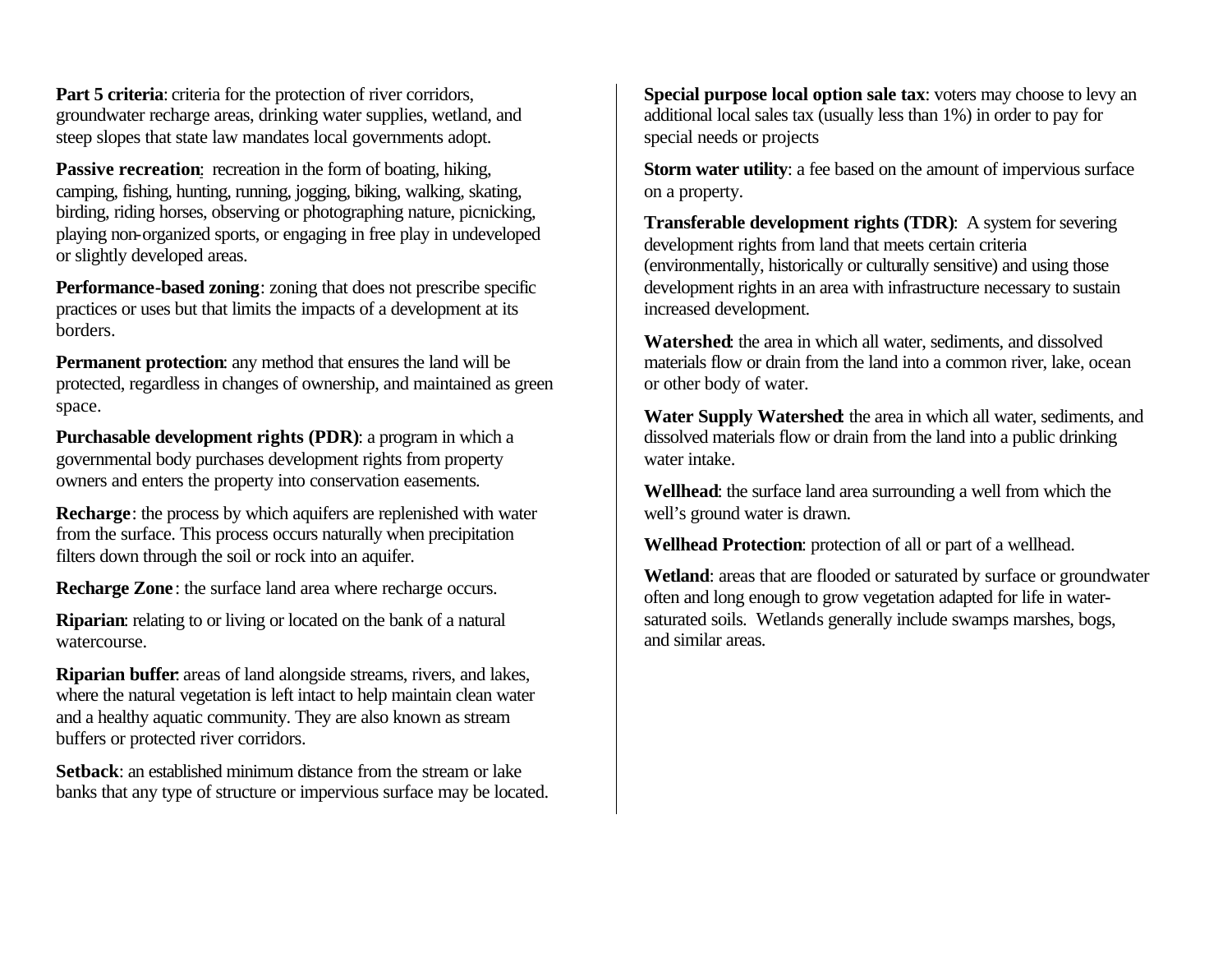**Part 5 criteria**: criteria for the protection of river corridors, groundwater recharge areas, drinking water supplies, wetland, and steep slopes that state law mandates local governments adopt.

**Passive recreation**: recreation in the form of boating, hiking, camping, fishing, hunting, running, jogging, biking, walking, skating, birding, riding horses, observing or photographing nature, picnicking, playing non-organized sports, or engaging in free play in undeveloped or slightly developed areas.

**Performance-based zoning**: zoning that does not prescribe specific practices or uses but that limits the impacts of a development at its borders.

**Permanent protection**: any method that ensures the land will be protected, regardless in changes of ownership, and maintained as green space.

**Purchasable development rights (PDR)**: a program in which a governmental body purchases development rights from property owners and enters the property into conservation easements.

**Recharge**: the process by which aquifers are replenished with water from the surface. This process occurs naturally when precipitation filters down through the soil or rock into an aquifer.

**Recharge Zone**: the surface land area where recharge occurs.

**Riparian**: relating to or living or located on the bank of a natural watercourse.

**Riparian buffer**: areas of land alongside streams, rivers, and lakes, where the natural vegetation is left intact to help maintain clean water and a healthy aquatic community. They are also known as stream buffers or protected river corridors.

**Setback**: an established minimum distance from the stream or lake banks that any type of structure or impervious surface may be located.

**Special purpose local option sale tax**: voters may choose to levy an additional local sales tax (usually less than 1%) in order to pay for special needs or projects

**Storm water utility**: a fee based on the amount of impervious surface on a property.

**Transferable development rights (TDR)**: A system for severing development rights from land that meets certain criteria (environmentally, historically or culturally sensitive) and using those development rights in an area with infrastructure necessary to sustain increased development.

**Watershed**: the area in which all water, sediments, and dissolved materials flow or drain from the land into a common river, lake, ocean or other body of water.

**Water Supply Watershed**: the area in which all water, sediments, and dissolved materials flow or drain from the land into a public drinking water intake.

**Wellhead**: the surface land area surrounding a well from which the well's ground water is drawn.

**Wellhead Protection**: protection of all or part of a wellhead.

**Wetland**: areas that are flooded or saturated by surface or groundwater often and long enough to grow vegetation adapted for life in water-saturated soils. Wetlands generally include swamps marshes, bogs, and similar areas.